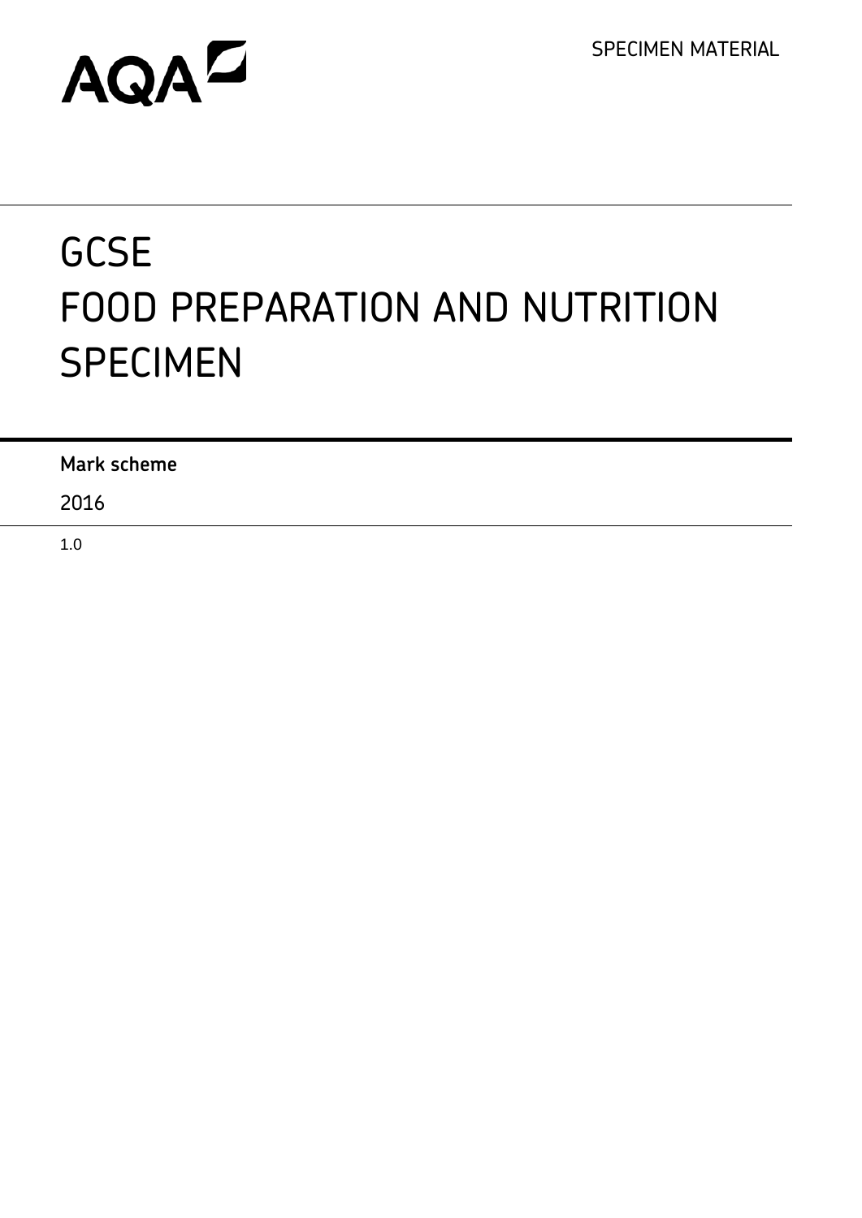AQA

SPECIMEN MATERIAL

# GCSE
# FOOD PREPARATION AND NUTRITION
# SPECIMEN

**Mark scheme**

2016

1.0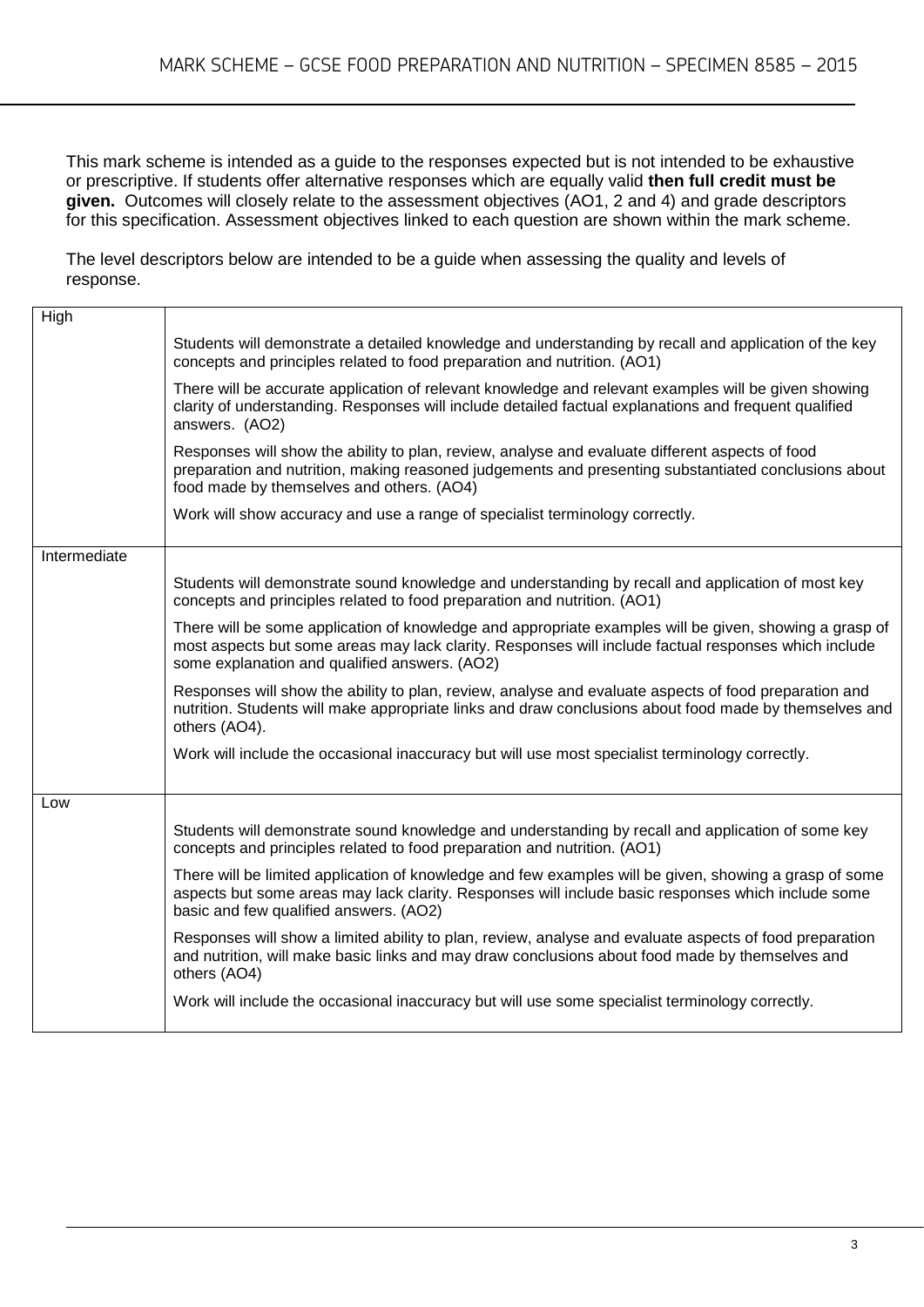This mark scheme is intended as a guide to the responses expected but is not intended to be exhaustive or prescriptive. If students offer alternative responses which are equally valid **then full credit must be given.** Outcomes will closely relate to the assessment objectives (AO1, 2 and 4) and grade descriptors for this specification. Assessment objectives linked to each question are shown within the mark scheme.

The level descriptors below are intended to be a guide when assessing the quality and levels of response.

| Level | Descriptor |
|---|---|
| High | Students will demonstrate a detailed knowledge and understanding by recall and application of the key concepts and principles related to food preparation and nutrition. (AO1)<br><br>There will be accurate application of relevant knowledge and relevant examples will be given showing clarity of understanding. Responses will include detailed factual explanations and frequent qualified answers. (AO2)<br><br>Responses will show the ability to plan, review, analyse and evaluate different aspects of food preparation and nutrition, making reasoned judgements and presenting substantiated conclusions about food made by themselves and others. (AO4)<br><br>Work will show accuracy and use a range of specialist terminology correctly. |
| Intermediate | Students will demonstrate sound knowledge and understanding by recall and application of most key concepts and principles related to food preparation and nutrition. (AO1)<br><br>There will be some application of knowledge and appropriate examples will be given, showing a grasp of most aspects but some areas may lack clarity. Responses will include factual responses which include some explanation and qualified answers. (AO2)<br><br>Responses will show the ability to plan, review, analyse and evaluate aspects of food preparation and nutrition. Students will make appropriate links and draw conclusions about food made by themselves and others (AO4).<br><br>Work will include the occasional inaccuracy but will use most specialist terminology correctly. |
| Low | Students will demonstrate sound knowledge and understanding by recall and application of some key concepts and principles related to food preparation and nutrition. (AO1)<br><br>There will be limited application of knowledge and few examples will be given, showing a grasp of some aspects but some areas may lack clarity. Responses will include basic responses which include some basic and few qualified answers. (AO2)<br><br>Responses will show a limited ability to plan, review, analyse and evaluate aspects of food preparation and nutrition, will make basic links and may draw conclusions about food made by themselves and others (AO4)<br><br>Work will include the occasional inaccuracy but will use some specialist terminology correctly. |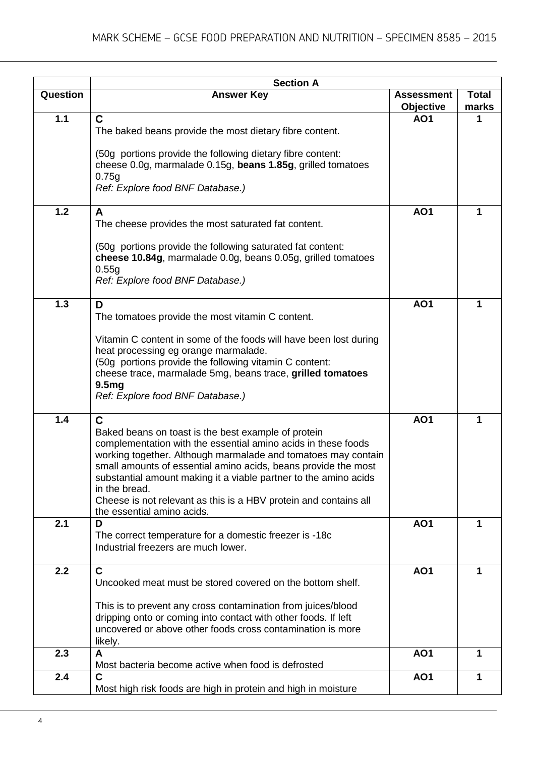| | **Section A** | | |
|---|---|---|---|
| **Question** | **Answer Key** | **Assessment Objective** | **Total marks** |
| **1.1** | **C**<br>The baked beans provide the most dietary fibre content.<br><br>(50g portions provide the following dietary fibre content: cheese 0.0g, marmalade 0.15g, **beans 1.85g**, grilled tomatoes 0.75g<br>*Ref: Explore food BNF Database.)* | **AO1** | **1** |
| **1.2** | **A**<br>The cheese provides the most saturated fat content.<br><br>(50g portions provide the following saturated fat content: **cheese 10.84g**, marmalade 0.0g, beans 0.05g, grilled tomatoes 0.55g<br>*Ref: Explore food BNF Database.)* | **AO1** | **1** |
| **1.3** | **D**<br>The tomatoes provide the most vitamin C content.<br><br>Vitamin C content in some of the foods will have been lost during heat processing eg orange marmalade.<br>(50g portions provide the following vitamin C content: cheese trace, marmalade 5mg, beans trace, **grilled tomatoes 9.5mg**<br>*Ref: Explore food BNF Database.)* | **AO1** | **1** |
| **1.4** | **C**<br>Baked beans on toast is the best example of protein complementation with the essential amino acids in these foods working together. Although marmalade and tomatoes may contain small amounts of essential amino acids, beans provide the most substantial amount making it a viable partner to the amino acids in the bread.<br>Cheese is not relevant as this is a HBV protein and contains all the essential amino acids. | **AO1** | **1** |
| **2.1** | **D**<br>The correct temperature for a domestic freezer is -18c<br>Industrial freezers are much lower. | **AO1** | **1** |
| **2.2** | **C**<br>Uncooked meat must be stored covered on the bottom shelf.<br><br>This is to prevent any cross contamination from juices/blood dripping onto or coming into contact with other foods. If left uncovered or above other foods cross contamination is more likely. | **AO1** | **1** |
| **2.3** | **A**<br>Most bacteria become active when food is defrosted | **AO1** | **1** |
| **2.4** | **C**<br>Most high risk foods are high in protein and high in moisture | **AO1** | **1** |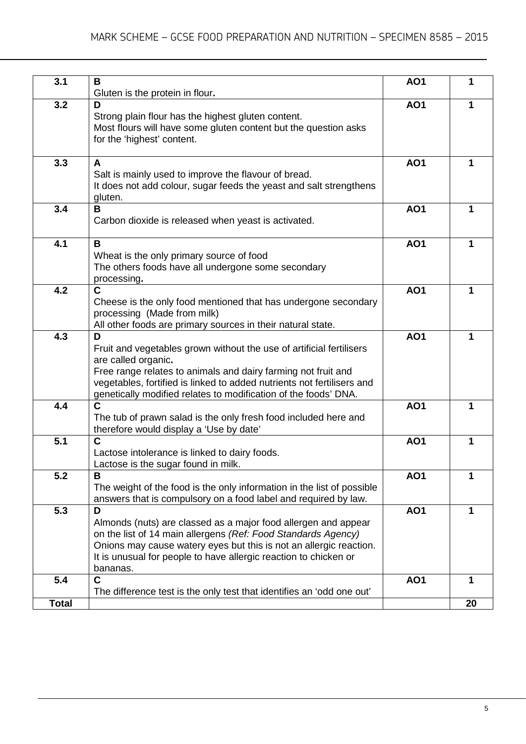| | | | |
|---|---|---|---|
| **3.1** | **B**<br>Gluten is the protein in flour**.** | **AO1** | **1** |
| **3.2** | **D**<br>Strong plain flour has the highest gluten content.<br>Most flours will have some gluten content but the question asks for the 'highest' content. | **AO1** | **1** |
| **3.3** | **A**<br>Salt is mainly used to improve the flavour of bread.<br>It does not add colour, sugar feeds the yeast and salt strengthens gluten. | **AO1** | **1** |
| **3.4** | **B**<br>Carbon dioxide is released when yeast is activated. | **AO1** | **1** |
| **4.1** | **B**<br>Wheat is the only primary source of food<br>The others foods have all undergone some secondary processing**.** | **AO1** | **1** |
| **4.2** | **C**<br>Cheese is the only food mentioned that has undergone secondary processing (Made from milk)<br>All other foods are primary sources in their natural state. | **AO1** | **1** |
| **4.3** | **D**<br>Fruit and vegetables grown without the use of artificial fertilisers are called organic**.**<br>Free range relates to animals and dairy farming not fruit and vegetables, fortified is linked to added nutrients not fertilisers and genetically modified relates to modification of the foods' DNA. | **AO1** | **1** |
| **4.4** | **C**<br>The tub of prawn salad is the only fresh food included here and therefore would display a 'Use by date' | **AO1** | **1** |
| **5.1** | **C**<br>Lactose intolerance is linked to dairy foods.<br>Lactose is the sugar found in milk. | **AO1** | **1** |
| **5.2** | **B**<br>The weight of the food is the only information in the list of possible answers that is compulsory on a food label and required by law. | **AO1** | **1** |
| **5.3** | **D**<br>Almonds (nuts) are classed as a major food allergen and appear on the list of 14 main allergens *(Ref: Food Standards Agency)*<br>Onions may cause watery eyes but this is not an allergic reaction.<br>It is unusual for people to have allergic reaction to chicken or bananas. | **AO1** | **1** |
| **5.4** | **C**<br>The difference test is the only test that identifies an 'odd one out' | **AO1** | **1** |
| **Total** | | | **20** |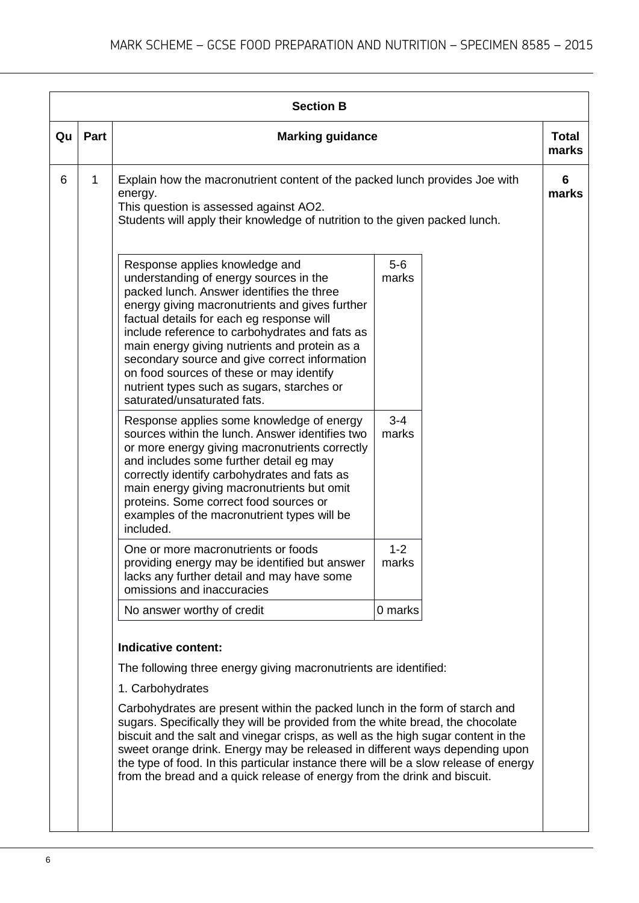## Section B

| Qu | Part | Marking guidance | Total marks |
|---|---|---|---|
| 6 | 1 | Explain how the macronutrient content of the packed lunch provides Joe with energy.<br>This question is assessed against AO2.<br>Students will apply their knowledge of nutrition to the given packed lunch. | 6 marks |

| Descriptor | Marks |
|---|---|
| Response applies knowledge and understanding of energy sources in the packed lunch. Answer identifies the three energy giving macronutrients and gives further factual details for each eg response will include reference to carbohydrates and fats as main energy giving nutrients and protein as a secondary source and give correct information on food sources of these or may identify nutrient types such as sugars, starches or saturated/unsaturated fats. | 5-6 marks |
| Response applies some knowledge of energy sources within the lunch. Answer identifies two or more energy giving macronutrients correctly and includes some further detail eg may correctly identify carbohydrates and fats as main energy giving macronutrients but omit proteins. Some correct food sources or examples of the macronutrient types will be included. | 3-4 marks |
| One or more macronutrients or foods providing energy may be identified but answer lacks any further detail and may have some omissions and inaccuracies | 1-2 marks |
| No answer worthy of credit | 0 marks |

**Indicative content:**

The following three energy giving macronutrients are identified:

1. Carbohydrates

Carbohydrates are present within the packed lunch in the form of starch and sugars. Specifically they will be provided from the white bread, the chocolate biscuit and the salt and vinegar crisps, as well as the high sugar content in the sweet orange drink. Energy may be released in different ways depending upon the type of food. In this particular instance there will be a slow release of energy from the bread and a quick release of energy from the drink and biscuit.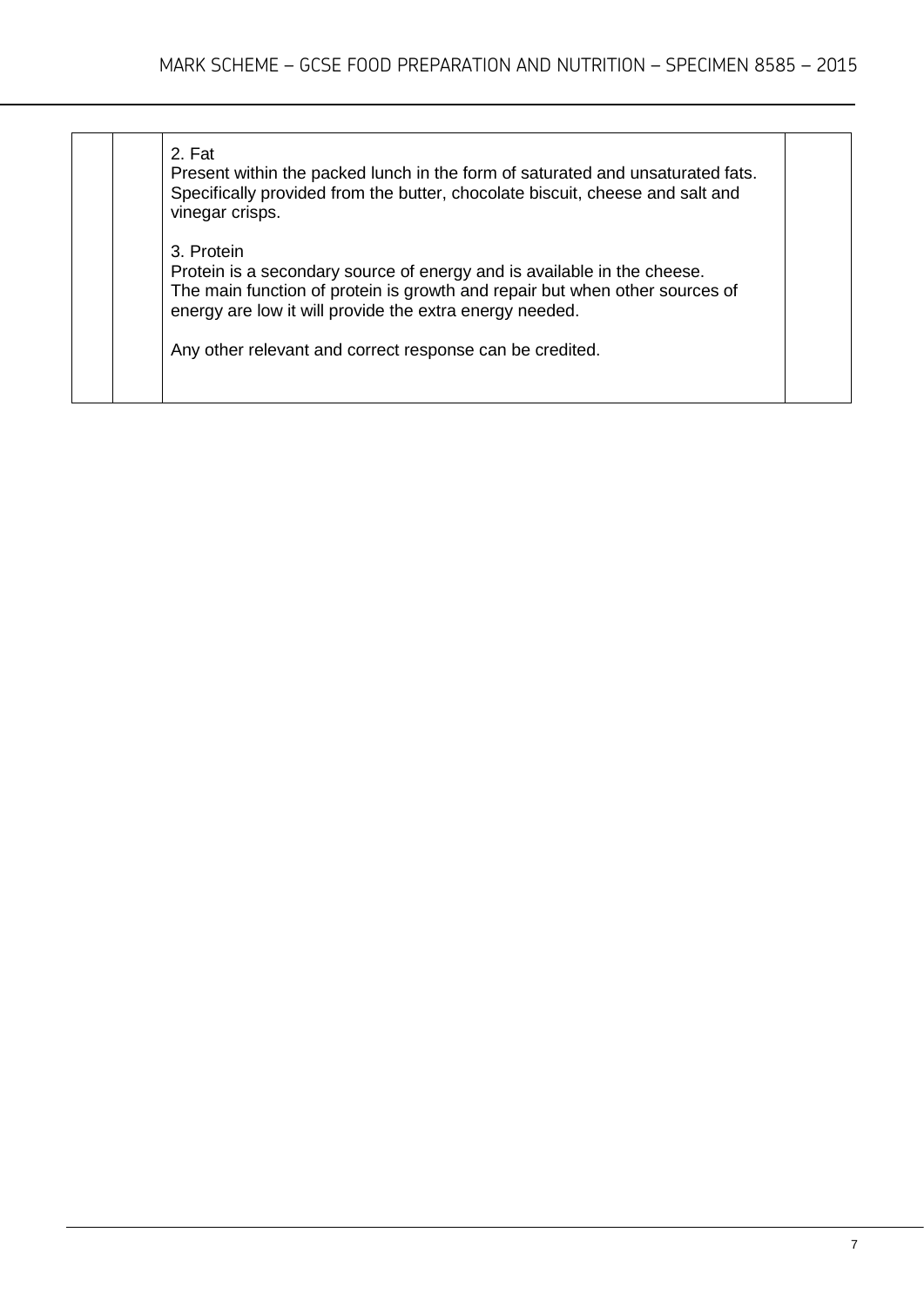| | | | |
|---|---|---|---|
| | | 2. Fat<br>Present within the packed lunch in the form of saturated and unsaturated fats. Specifically provided from the butter, chocolate biscuit, cheese and salt and vinegar crisps.<br><br>3. Protein<br>Protein is a secondary source of energy and is available in the cheese. The main function of protein is growth and repair but when other sources of energy are low it will provide the extra energy needed.<br><br>Any other relevant and correct response can be credited. | |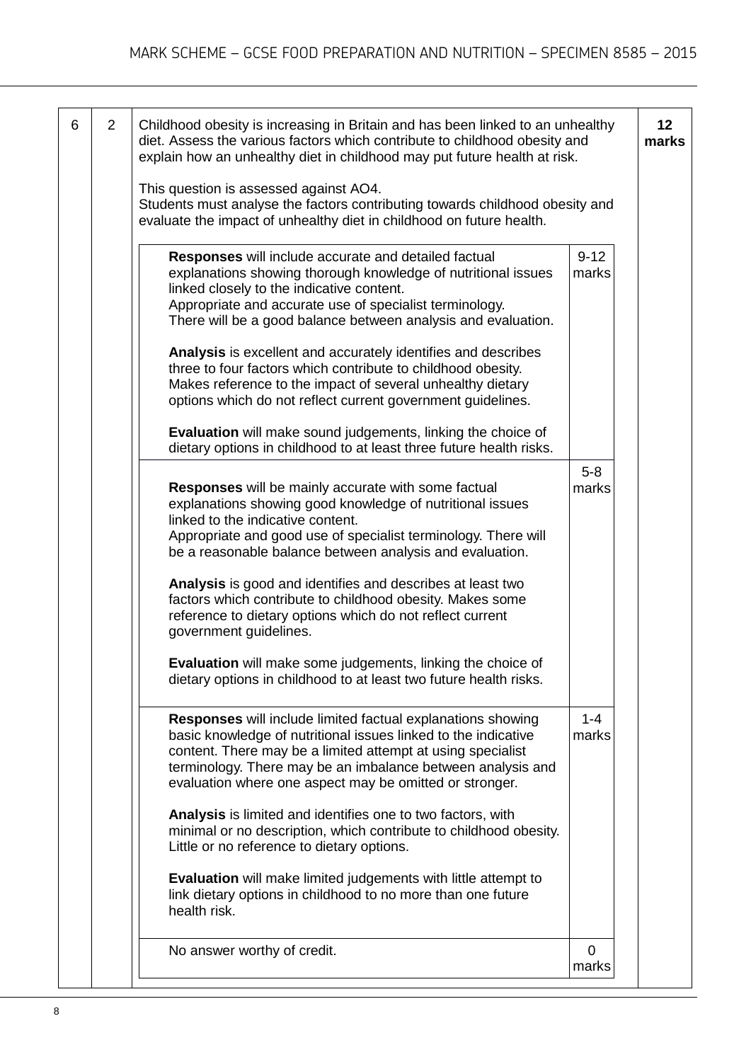| | | | |
|---|---|---|---|
| 6 | 2 | Childhood obesity is increasing in Britain and has been linked to an unhealthy diet. Assess the various factors which contribute to childhood obesity and explain how an unhealthy diet in childhood may put future health at risk.<br><br>This question is assessed against AO4.<br>Students must analyse the factors contributing towards childhood obesity and evaluate the impact of unhealthy diet in childhood on future health. | **12 marks** |

| Level descriptor | Marks |
|---|---|
| **Responses** will include accurate and detailed factual explanations showing thorough knowledge of nutritional issues linked closely to the indicative content.<br>Appropriate and accurate use of specialist terminology.<br>There will be a good balance between analysis and evaluation.<br><br>**Analysis** is excellent and accurately identifies and describes three to four factors which contribute to childhood obesity. Makes reference to the impact of several unhealthy dietary options which do not reflect current government guidelines.<br><br>**Evaluation** will make sound judgements, linking the choice of dietary options in childhood to at least three future health risks. | 9-12 marks |
| **Responses** will be mainly accurate with some factual explanations showing good knowledge of nutritional issues linked to the indicative content.<br>Appropriate and good use of specialist terminology. There will be a reasonable balance between analysis and evaluation.<br><br>**Analysis** is good and identifies and describes at least two factors which contribute to childhood obesity. Makes some reference to dietary options which do not reflect current government guidelines.<br><br>**Evaluation** will make some judgements, linking the choice of dietary options in childhood to at least two future health risks. | 5-8 marks |
| **Responses** will include limited factual explanations showing basic knowledge of nutritional issues linked to the indicative content. There may be a limited attempt at using specialist terminology. There may be an imbalance between analysis and evaluation where one aspect may be omitted or stronger.<br><br>**Analysis** is limited and identifies one to two factors, with minimal or no description, which contribute to childhood obesity. Little or no reference to dietary options.<br><br>**Evaluation** will make limited judgements with little attempt to link dietary options in childhood to no more than one future health risk. | 1-4 marks |
| No answer worthy of credit. | 0 marks |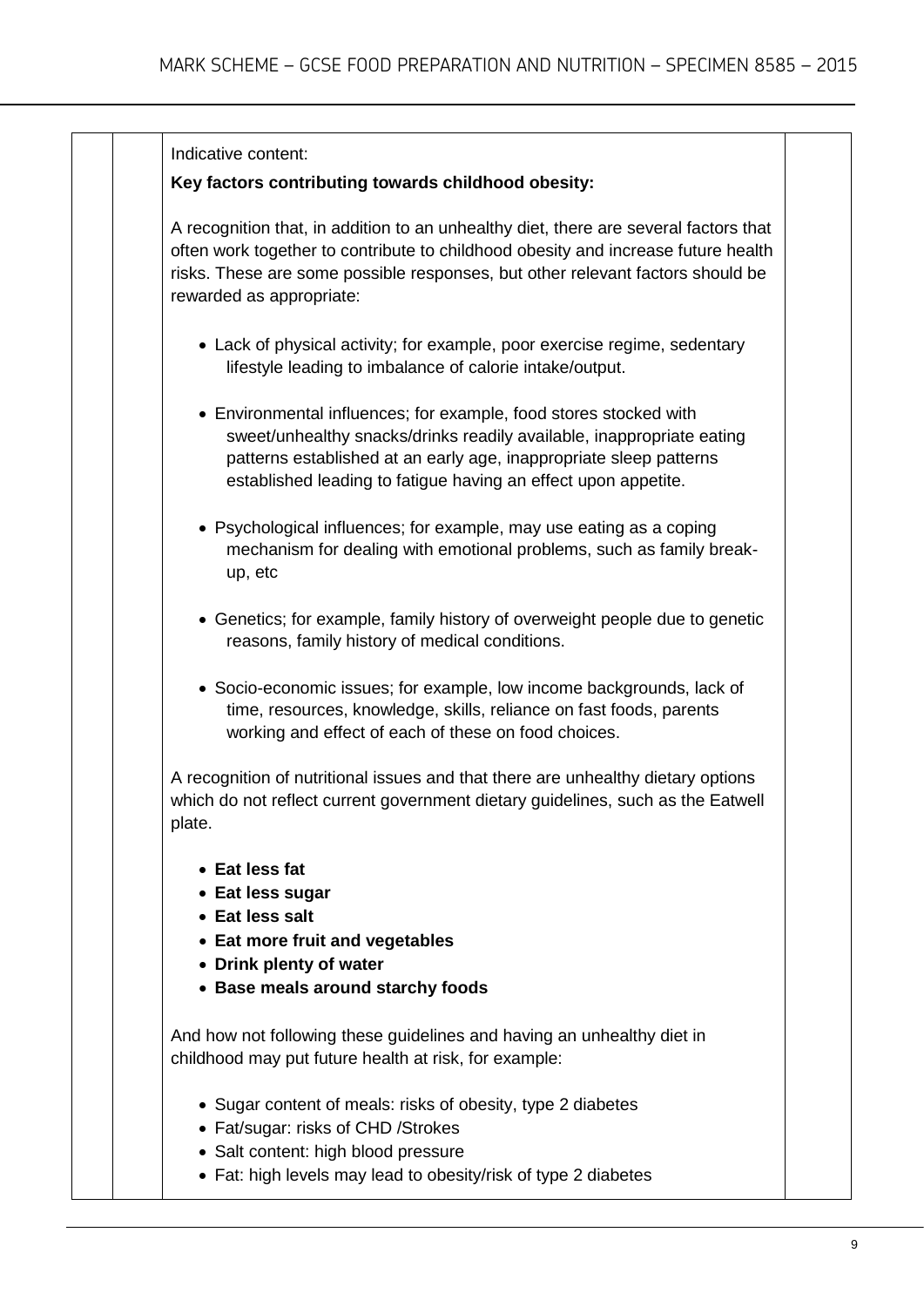Indicative content:

**Key factors contributing towards childhood obesity:**

A recognition that, in addition to an unhealthy diet, there are several factors that often work together to contribute to childhood obesity and increase future health risks. These are some possible responses, but other relevant factors should be rewarded as appropriate:

- Lack of physical activity; for example, poor exercise regime, sedentary lifestyle leading to imbalance of calorie intake/output.
- Environmental influences; for example, food stores stocked with sweet/unhealthy snacks/drinks readily available, inappropriate eating patterns established at an early age, inappropriate sleep patterns established leading to fatigue having an effect upon appetite.
- Psychological influences; for example, may use eating as a coping mechanism for dealing with emotional problems, such as family break-up, etc
- Genetics; for example, family history of overweight people due to genetic reasons, family history of medical conditions.
- Socio-economic issues; for example, low income backgrounds, lack of time, resources, knowledge, skills, reliance on fast foods, parents working and effect of each of these on food choices.

A recognition of nutritional issues and that there are unhealthy dietary options which do not reflect current government dietary guidelines, such as the Eatwell plate.

- **Eat less fat**
- **Eat less sugar**
- **Eat less salt**
- **Eat more fruit and vegetables**
- **Drink plenty of water**
- **Base meals around starchy foods**

And how not following these guidelines and having an unhealthy diet in childhood may put future health at risk, for example:

- Sugar content of meals: risks of obesity, type 2 diabetes
- Fat/sugar: risks of CHD /Strokes
- Salt content: high blood pressure
- Fat: high levels may lead to obesity/risk of type 2 diabetes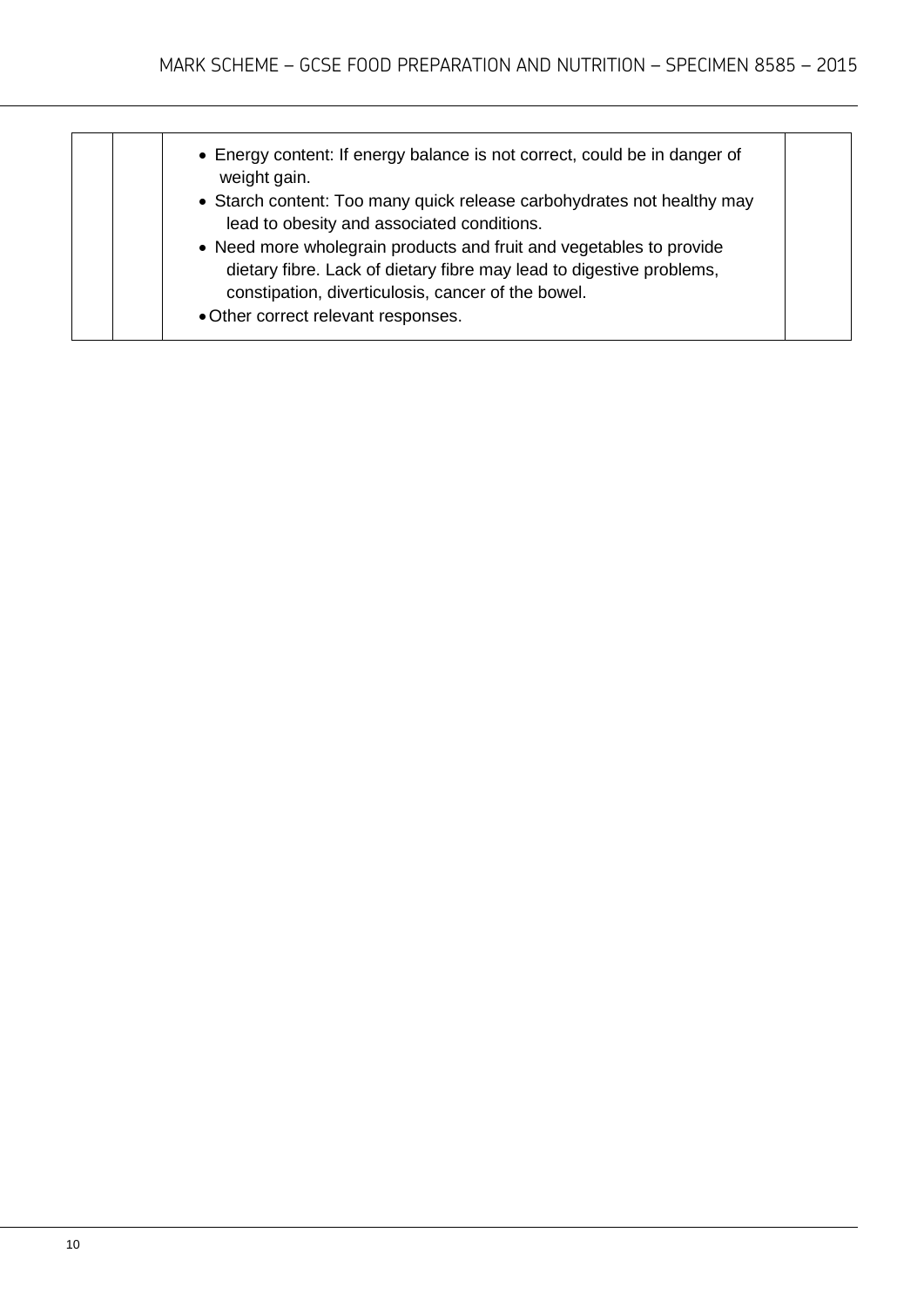|  |  |  |  |
|---|---|---|---|
|  |  | • Energy content: If energy balance is not correct, could be in danger of weight gain.<br>• Starch content: Too many quick release carbohydrates not healthy may lead to obesity and associated conditions.<br>• Need more wholegrain products and fruit and vegetables to provide dietary fibre. Lack of dietary fibre may lead to digestive problems, constipation, diverticulosis, cancer of the bowel.<br>• Other correct relevant responses. |  |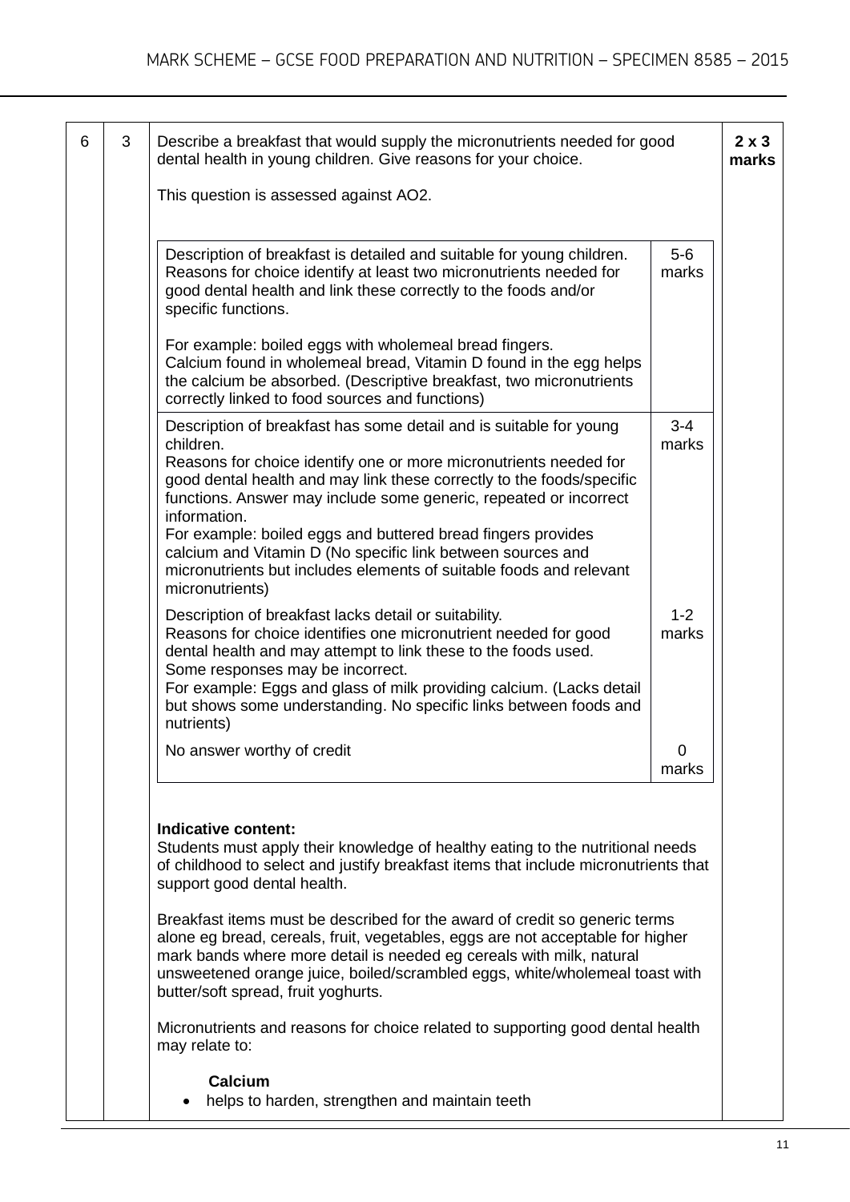| 6 | 3 | Describe a breakfast that would supply the micronutrients needed for good dental health in young children. Give reasons for your choice.<br><br>This question is assessed against AO2. | 2 x 3 marks |
|---|---|---|---|

| Level descriptor | Marks |
|---|---|
| Description of breakfast is detailed and suitable for young children. Reasons for choice identify at least two micronutrients needed for good dental health and link these correctly to the foods and/or specific functions.<br><br>For example: boiled eggs with wholemeal bread fingers. Calcium found in wholemeal bread, Vitamin D found in the egg helps the calcium be absorbed. (Descriptive breakfast, two micronutrients correctly linked to food sources and functions) | 5-6 marks |
| Description of breakfast has some detail and is suitable for young children.<br>Reasons for choice identify one or more micronutrients needed for good dental health and may link these correctly to the foods/specific functions. Answer may include some generic, repeated or incorrect information.<br>For example: boiled eggs and buttered bread fingers provides calcium and Vitamin D (No specific link between sources and micronutrients but includes elements of suitable foods and relevant micronutrients) | 3-4 marks |
| Description of breakfast lacks detail or suitability.<br>Reasons for choice identifies one micronutrient needed for good dental health and may attempt to link these to the foods used.<br>Some responses may be incorrect.<br>For example: Eggs and glass of milk providing calcium. (Lacks detail but shows some understanding. No specific links between foods and nutrients) | 1-2 marks |
| No answer worthy of credit | 0 marks |

**Indicative content:**
Students must apply their knowledge of healthy eating to the nutritional needs of childhood to select and justify breakfast items that include micronutrients that support good dental health.

Breakfast items must be described for the award of credit so generic terms alone eg bread, cereals, fruit, vegetables, eggs are not acceptable for higher mark bands where more detail is needed eg cereals with milk, natural unsweetened orange juice, boiled/scrambled eggs, white/wholemeal toast with butter/soft spread, fruit yoghurts.

Micronutrients and reasons for choice related to supporting good dental health may relate to:

**Calcium**
- helps to harden, strengthen and maintain teeth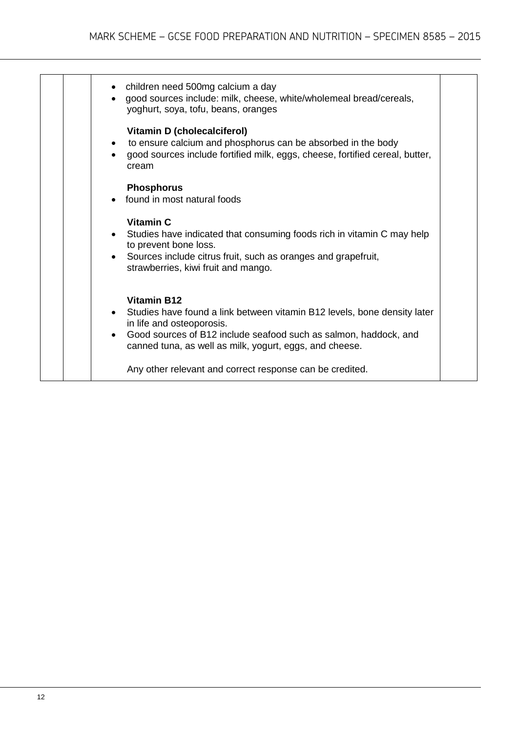- children need 500mg calcium a day
- good sources include: milk, cheese, white/wholemeal bread/cereals, yoghurt, soya, tofu, beans, oranges

**Vitamin D (cholecalciferol)**

- to ensure calcium and phosphorus can be absorbed in the body
- good sources include fortified milk, eggs, cheese, fortified cereal, butter, cream

**Phosphorus**

- found in most natural foods

**Vitamin C**

- Studies have indicated that consuming foods rich in vitamin C may help to prevent bone loss.
- Sources include citrus fruit, such as oranges and grapefruit, strawberries, kiwi fruit and mango.

**Vitamin B12**

- Studies have found a link between vitamin B12 levels, bone density later in life and osteoporosis.
- Good sources of B12 include seafood such as salmon, haddock, and canned tuna, as well as milk, yogurt, eggs, and cheese.

Any other relevant and correct response can be credited.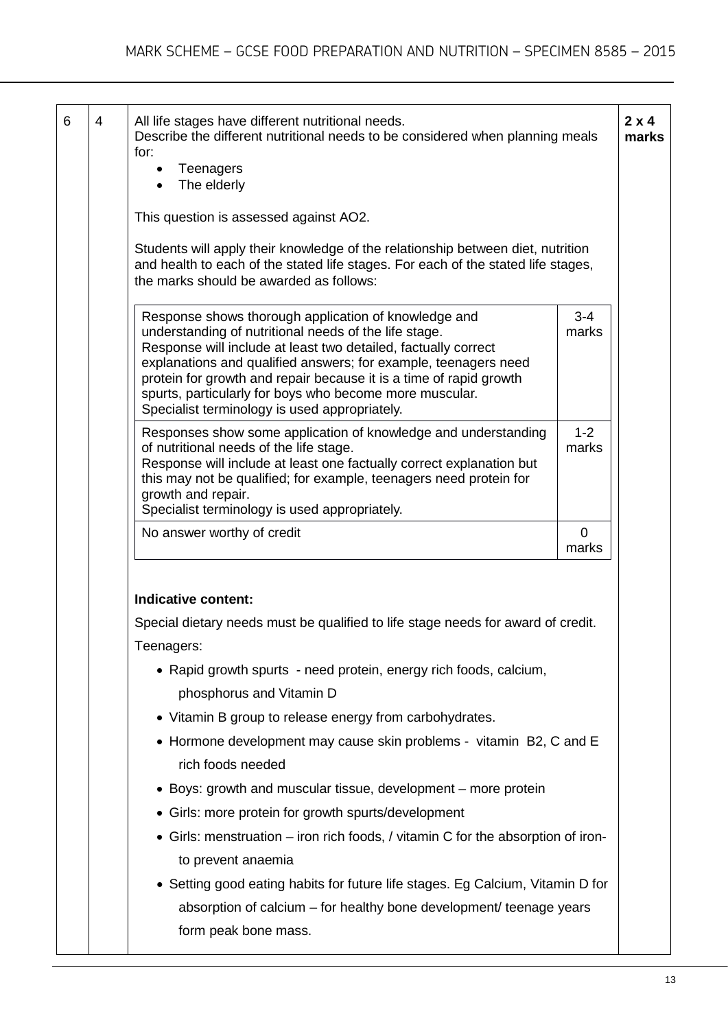| Question | Part | Marking guidance | Total marks |
| --- | --- | --- | --- |
| 6 | 4 | All life stages have different nutritional needs. Describe the different nutritional needs to be considered when planning meals for: <br>• Teenagers <br>• The elderly | 2 x 4 marks |

This question is assessed against AO2.

Students will apply their knowledge of the relationship between diet, nutrition and health to each of the stated life stages. For each of the stated life stages, the marks should be awarded as follows:

| Descriptor | Marks |
| --- | --- |
| Response shows thorough application of knowledge and understanding of nutritional needs of the life stage. Response will include at least two detailed, factually correct explanations and qualified answers; for example, teenagers need protein for growth and repair because it is a time of rapid growth spurts, particularly for boys who become more muscular. Specialist terminology is used appropriately. | 3-4 marks |
| Responses show some application of knowledge and understanding of nutritional needs of the life stage. Response will include at least one factually correct explanation but this may not be qualified; for example, teenagers need protein for growth and repair. Specialist terminology is used appropriately. | 1-2 marks |
| No answer worthy of credit | 0 marks |

**Indicative content:**

Special dietary needs must be qualified to life stage needs for award of credit.

Teenagers:

- Rapid growth spurts - need protein, energy rich foods, calcium, phosphorus and Vitamin D
- Vitamin B group to release energy from carbohydrates.
- Hormone development may cause skin problems - vitamin B2, C and E rich foods needed
- Boys: growth and muscular tissue, development – more protein
- Girls: more protein for growth spurts/development
- Girls: menstruation – iron rich foods, / vitamin C for the absorption of iron- to prevent anaemia
- Setting good eating habits for future life stages. Eg Calcium, Vitamin D for absorption of calcium – for healthy bone development/ teenage years form peak bone mass.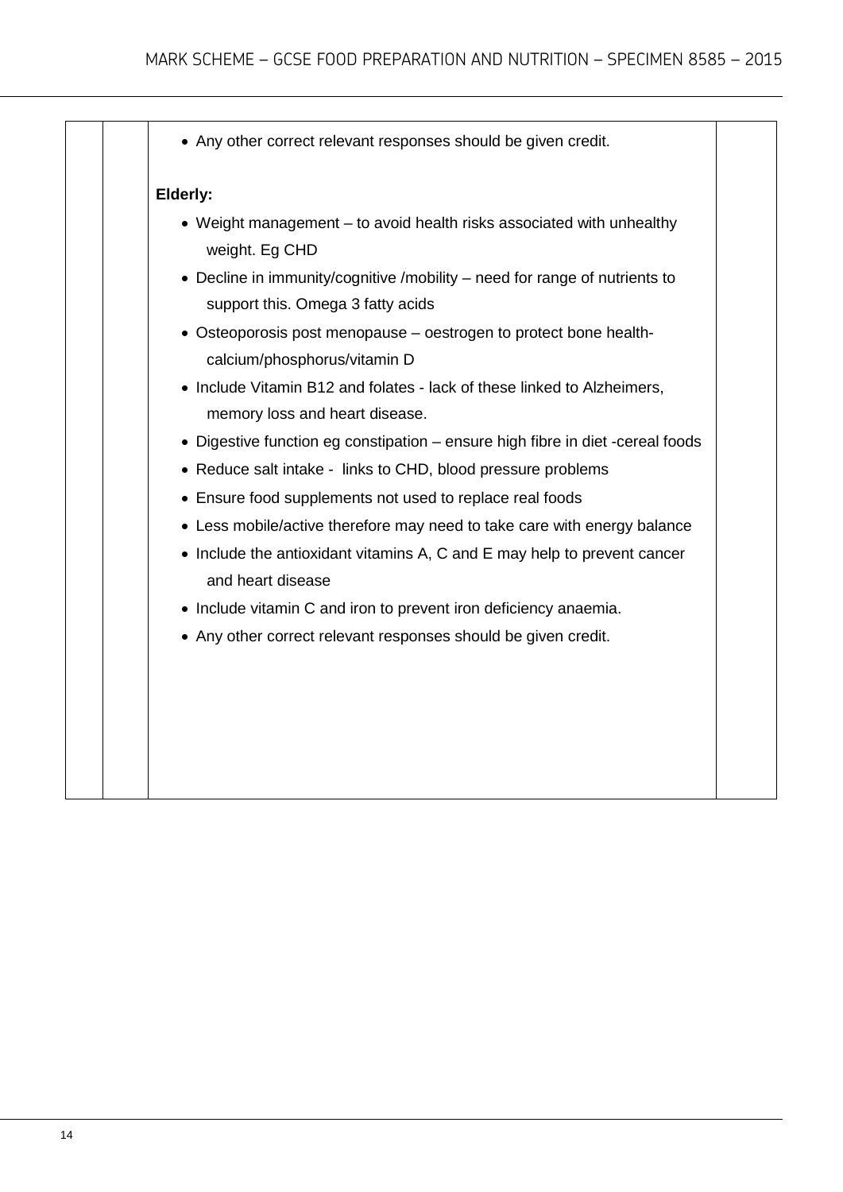| | | | |
|---|---|---|---|
| | | • Any other correct relevant responses should be given credit.<br><br>**Elderly:**<br>• Weight management – to avoid health risks associated with unhealthy weight. Eg CHD<br>• Decline in immunity/cognitive /mobility – need for range of nutrients to support this. Omega 3 fatty acids<br>• Osteoporosis post menopause – oestrogen to protect bone health-calcium/phosphorus/vitamin D<br>• Include Vitamin B12 and folates - lack of these linked to Alzheimers, memory loss and heart disease.<br>• Digestive function eg constipation – ensure high fibre in diet -cereal foods<br>• Reduce salt intake - links to CHD, blood pressure problems<br>• Ensure food supplements not used to replace real foods<br>• Less mobile/active therefore may need to take care with energy balance<br>• Include the antioxidant vitamins A, C and E may help to prevent cancer and heart disease<br>• Include vitamin C and iron to prevent iron deficiency anaemia.<br>• Any other correct relevant responses should be given credit. | |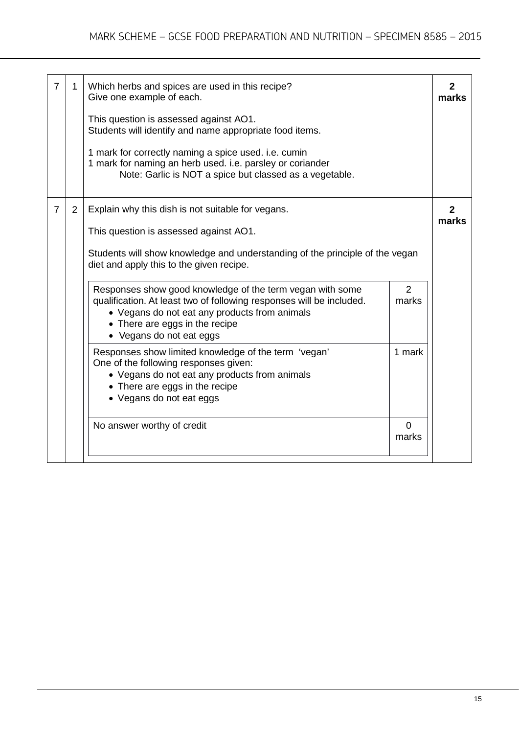| | | | |
|---|---|---|---|
| 7 | 1 | Which herbs and spices are used in this recipe?<br>Give one example of each.<br><br>This question is assessed against AO1.<br>Students will identify and name appropriate food items.<br><br>1 mark for correctly naming a spice used. i.e. cumin<br>1 mark for naming an herb used. i.e. parsley or coriander<br>Note: Garlic is NOT a spice but classed as a vegetable. | **2 marks** |
| 7 | 2 | Explain why this dish is not suitable for vegans.<br><br>This question is assessed against AO1.<br><br>Students will show knowledge and understanding of the principle of the vegan diet and apply this to the given recipe. | **2 marks** |

| Descriptor | Marks |
|---|---|
| Responses show good knowledge of the term vegan with some qualification. At least two of following responses will be included.<br>• Vegans do not eat any products from animals<br>• There are eggs in the recipe<br>• Vegans do not eat eggs | 2 marks |
| Responses show limited knowledge of the term 'vegan'<br>One of the following responses given:<br>• Vegans do not eat any products from animals<br>• There are eggs in the recipe<br>• Vegans do not eat eggs | 1 mark |
| No answer worthy of credit | 0 marks |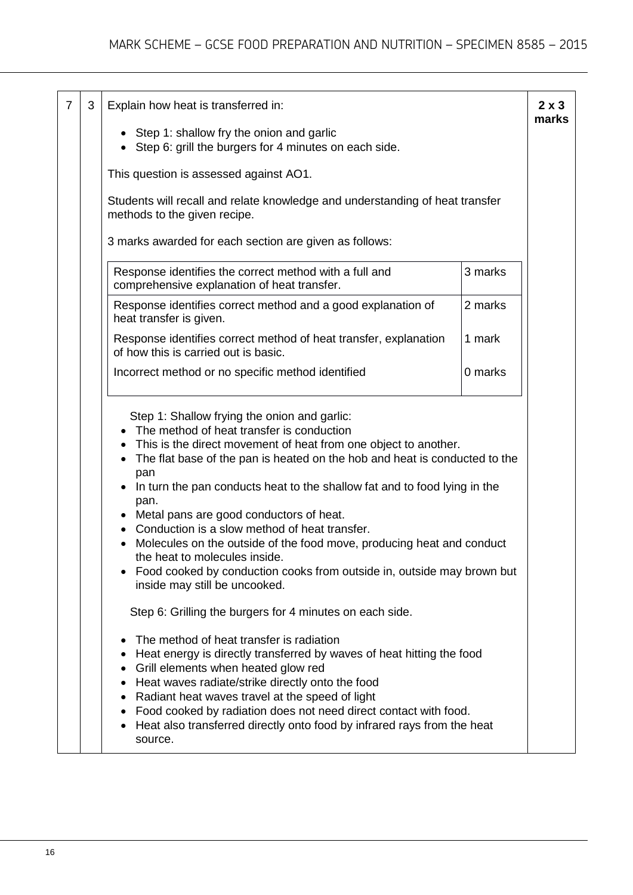| 7 | 3 | Explain how heat is transferred in: | 2 x 3 marks |
|---|---|---|---|

Explain how heat is transferred in:

- Step 1: shallow fry the onion and garlic
- Step 6: grill the burgers for 4 minutes on each side.

This question is assessed against AO1.

Students will recall and relate knowledge and understanding of heat transfer methods to the given recipe.

3 marks awarded for each section are given as follows:

| Response | Marks |
|---|---|
| Response identifies the correct method with a full and comprehensive explanation of heat transfer. | 3 marks |
| Response identifies correct method and a good explanation of heat transfer is given. | 2 marks |
| Response identifies correct method of heat transfer, explanation of how this is carried out is basic. | 1 mark |
| Incorrect method or no specific method identified | 0 marks |

Step 1: Shallow frying the onion and garlic:

- The method of heat transfer is conduction
- This is the direct movement of heat from one object to another.
- The flat base of the pan is heated on the hob and heat is conducted to the pan
- In turn the pan conducts heat to the shallow fat and to food lying in the pan.
- Metal pans are good conductors of heat.
- Conduction is a slow method of heat transfer.
- Molecules on the outside of the food move, producing heat and conduct the heat to molecules inside.
- Food cooked by conduction cooks from outside in, outside may brown but inside may still be uncooked.

Step 6: Grilling the burgers for 4 minutes on each side.

- The method of heat transfer is radiation
- Heat energy is directly transferred by waves of heat hitting the food
- Grill elements when heated glow red
- Heat waves radiate/strike directly onto the food
- Radiant heat waves travel at the speed of light
- Food cooked by radiation does not need direct contact with food.
- Heat also transferred directly onto food by infrared rays from the heat source.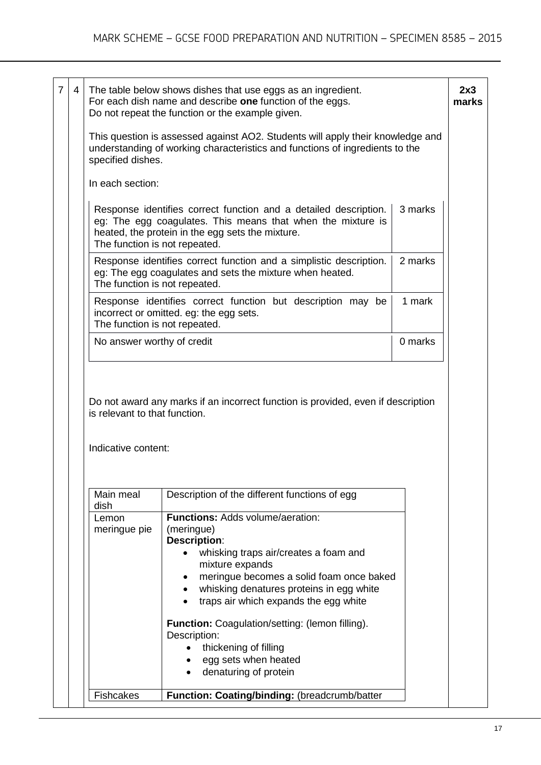| 7 | 4 | The table below shows dishes that use eggs as an ingredient. For each dish name and describe **one** function of the eggs. Do not repeat the function or the example given. | **2x3 marks** |
|---|---|---|---|

This question is assessed against AO2. Students will apply their knowledge and understanding of working characteristics and functions of ingredients to the specified dishes.

In each section:

| Description | Marks |
|---|---|
| Response identifies correct function and a detailed description. eg: The egg coagulates. This means that when the mixture is heated, the protein in the egg sets the mixture. The function is not repeated. | 3 marks |
| Response identifies correct function and a simplistic description. eg: The egg coagulates and sets the mixture when heated. The function is not repeated. | 2 marks |
| Response identifies correct function but description may be incorrect or omitted. eg: the egg sets. The function is not repeated. | 1 mark |
| No answer worthy of credit | 0 marks |

Do not award any marks if an incorrect function is provided, even if description is relevant to that function.

Indicative content:

| Main meal dish | Description of the different functions of egg |
|---|---|
| Lemon meringue pie | **Functions:** Adds volume/aeration: (meringue)<br>**Description**:<br>• whisking traps air/creates a foam and mixture expands<br>• meringue becomes a solid foam once baked<br>• whisking denatures proteins in egg white<br>• traps air which expands the egg white<br><br>**Function:** Coagulation/setting: (lemon filling).<br>Description:<br>• thickening of filling<br>• egg sets when heated<br>• denaturing of protein |
| Fishcakes | **Function: Coating/binding:** (breadcrumb/batter |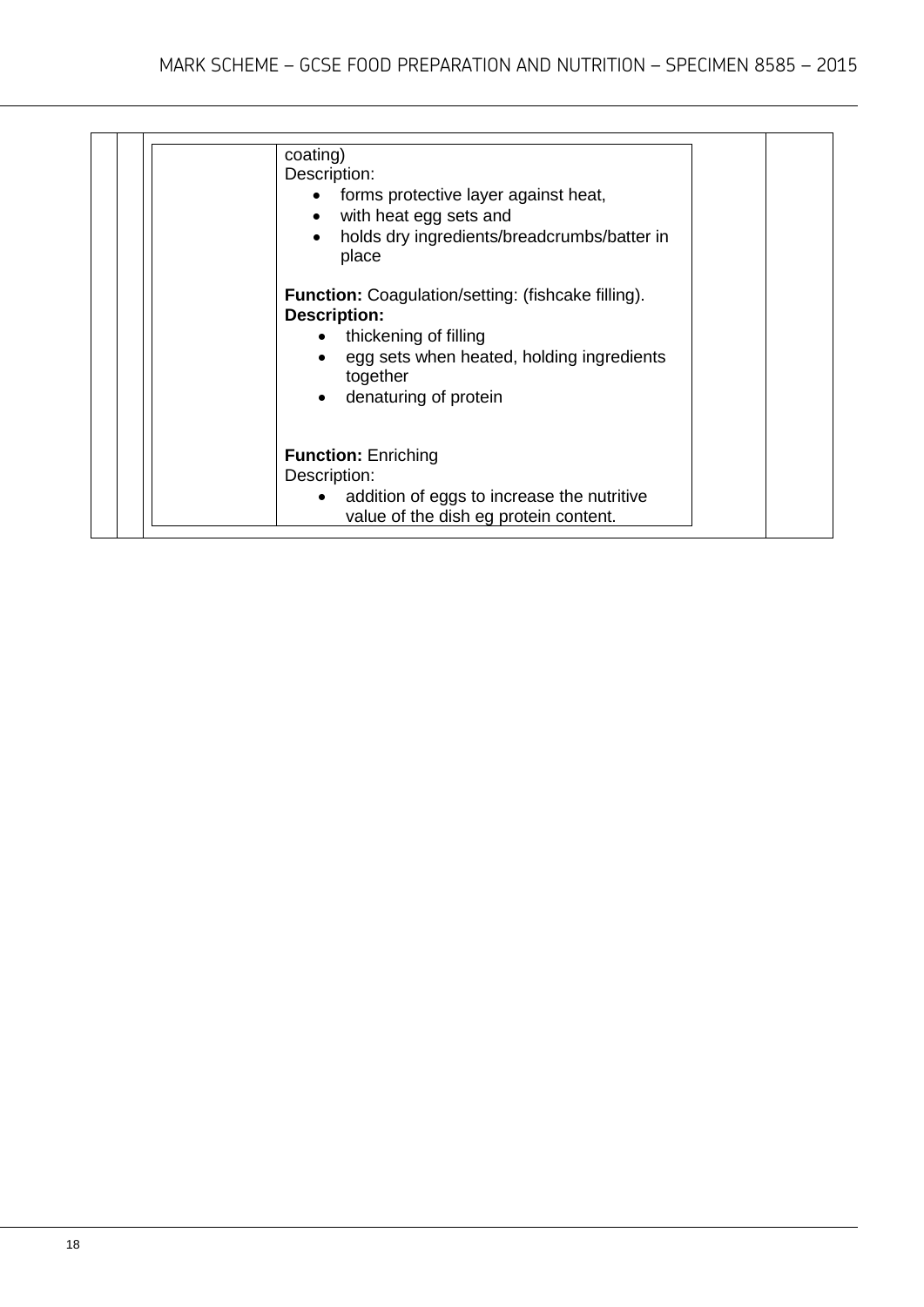| | | | | |
|---|---|---|---|---|
| | | | coating)<br>Description:<br>• forms protective layer against heat,<br>• with heat egg sets and<br>• holds dry ingredients/breadcrumbs/batter in place<br><br>**Function:** Coagulation/setting: (fishcake filling).<br>**Description:**<br>• thickening of filling<br>• egg sets when heated, holding ingredients together<br>• denaturing of protein<br><br>**Function:** Enriching<br>Description:<br>• addition of eggs to increase the nutritive value of the dish eg protein content. | |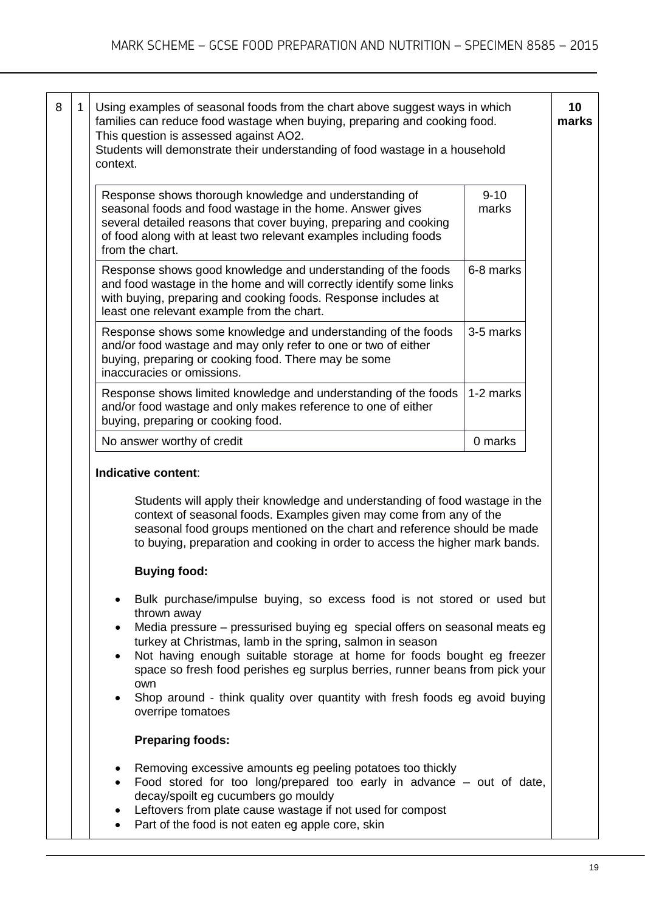| 8 | 1 | Using examples of seasonal foods from the chart above suggest ways in which families can reduce food wastage when buying, preparing and cooking food. This question is assessed against AO2. Students will demonstrate their understanding of food wastage in a household context. | 10 marks |
|---|---|---|---|

| | |
|---|---|
| Response shows thorough knowledge and understanding of seasonal foods and food wastage in the home. Answer gives several detailed reasons that cover buying, preparing and cooking of food along with at least two relevant examples including foods from the chart. | 9-10 marks |
| Response shows good knowledge and understanding of the foods and food wastage in the home and will correctly identify some links with buying, preparing and cooking foods. Response includes at least one relevant example from the chart. | 6-8 marks |
| Response shows some knowledge and understanding of the foods and/or food wastage and may only refer to one or two of either buying, preparing or cooking food. There may be some inaccuracies or omissions. | 3-5 marks |
| Response shows limited knowledge and understanding of the foods and/or food wastage and only makes reference to one of either buying, preparing or cooking food. | 1-2 marks |
| No answer worthy of credit | 0 marks |

**Indicative content**:

Students will apply their knowledge and understanding of food wastage in the context of seasonal foods. Examples given may come from any of the seasonal food groups mentioned on the chart and reference should be made to buying, preparation and cooking in order to access the higher mark bands.

**Buying food:**

- Bulk purchase/impulse buying, so excess food is not stored or used but thrown away
- Media pressure – pressurised buying eg special offers on seasonal meats eg turkey at Christmas, lamb in the spring, salmon in season
- Not having enough suitable storage at home for foods bought eg freezer space so fresh food perishes eg surplus berries, runner beans from pick your own
- Shop around - think quality over quantity with fresh foods eg avoid buying overripe tomatoes

**Preparing foods:**

- Removing excessive amounts eg peeling potatoes too thickly
- Food stored for too long/prepared too early in advance – out of date, decay/spoilt eg cucumbers go mouldy
- Leftovers from plate cause wastage if not used for compost
- Part of the food is not eaten eg apple core, skin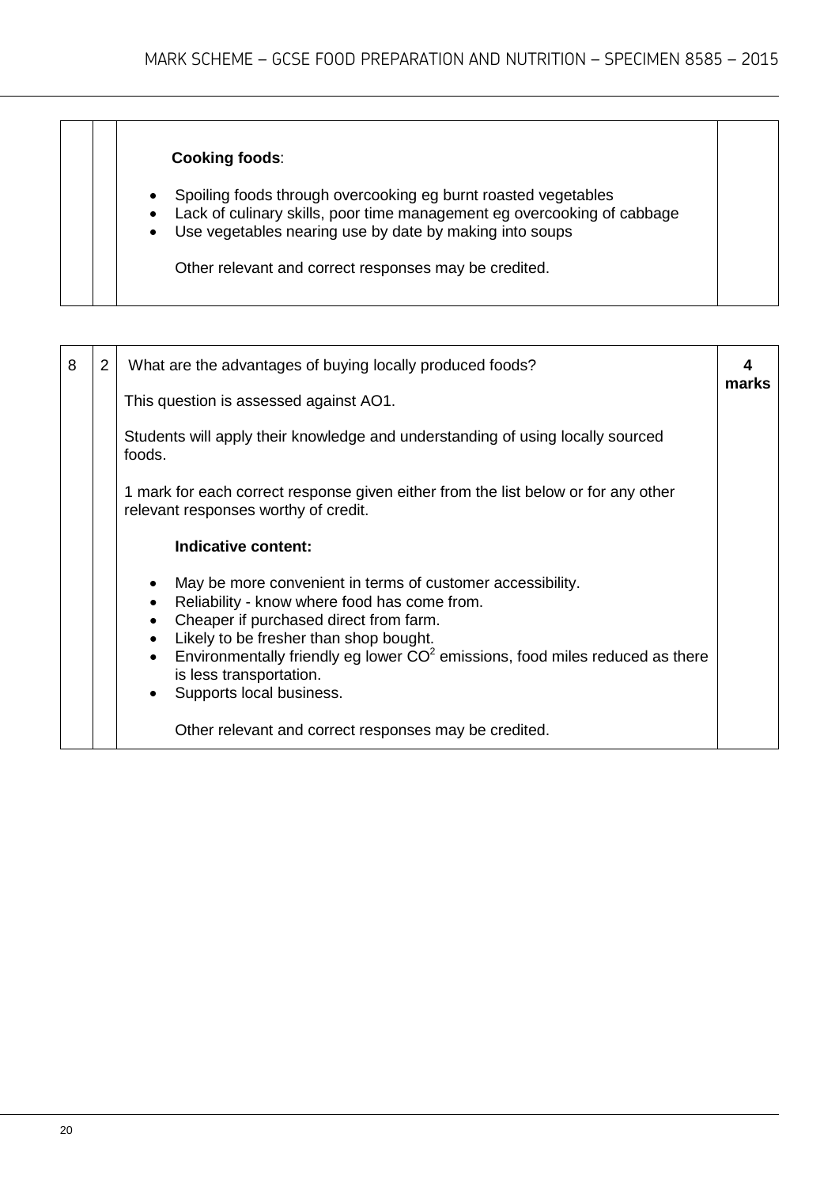| | | | |
|---|---|---|---|
| | | **Cooking foods**:<br><br>• Spoiling foods through overcooking eg burnt roasted vegetables<br>• Lack of culinary skills, poor time management eg overcooking of cabbage<br>• Use vegetables nearing use by date by making into soups<br><br>Other relevant and correct responses may be credited. | |

| | | | |
|---|---|---|---|
| 8 | 2 | What are the advantages of buying locally produced foods?<br><br>This question is assessed against AO1.<br><br>Students will apply their knowledge and understanding of using locally sourced foods.<br><br>1 mark for each correct response given either from the list below or for any other relevant responses worthy of credit.<br><br>**Indicative content:**<br><br>• May be more convenient in terms of customer accessibility.<br>• Reliability - know where food has come from.<br>• Cheaper if purchased direct from farm.<br>• Likely to be fresher than shop bought.<br>• Environmentally friendly eg lower $CO^2$ emissions, food miles reduced as there is less transportation.<br>• Supports local business.<br><br>Other relevant and correct responses may be credited. | **4 marks** |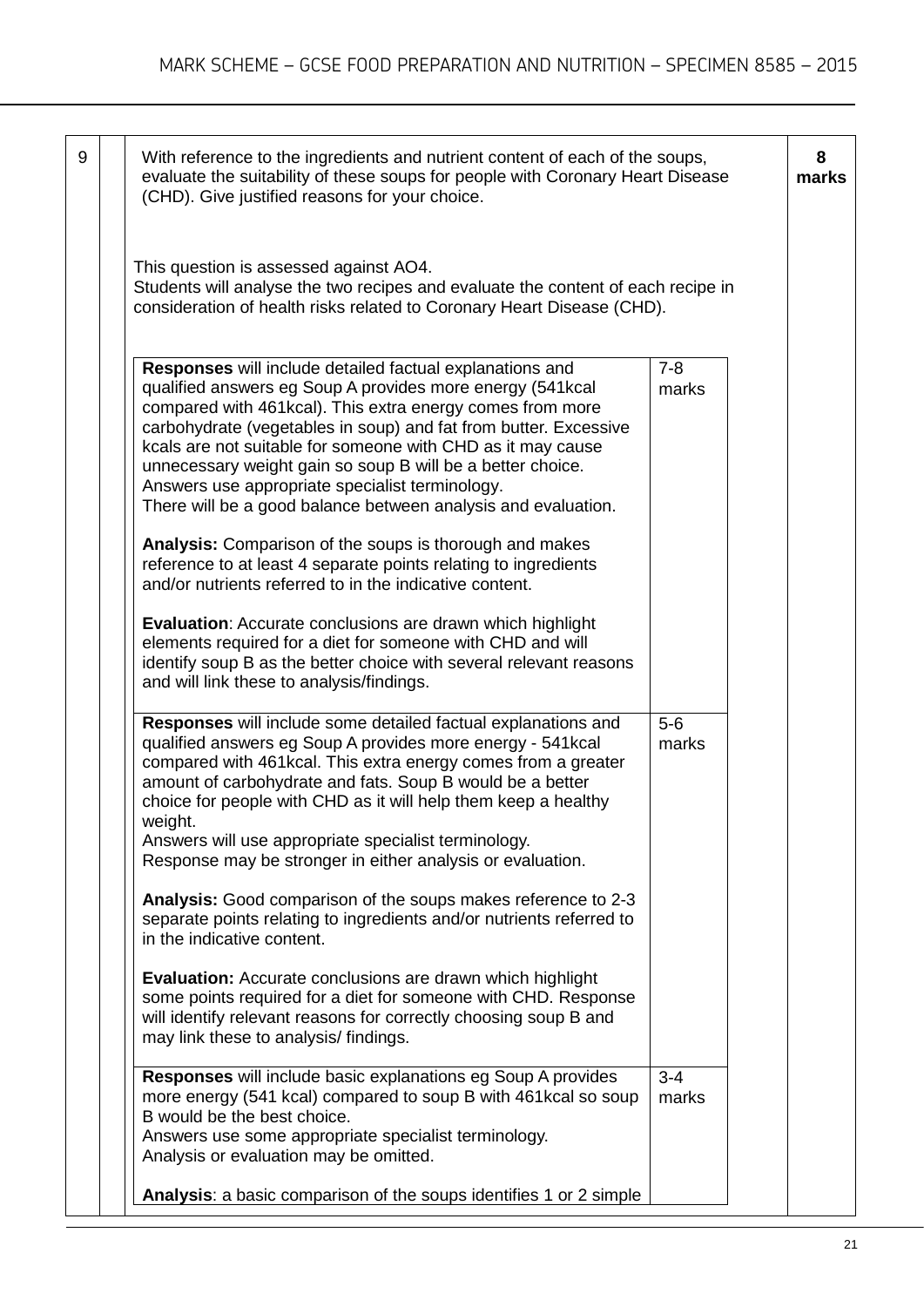| 9 | | With reference to the ingredients and nutrient content of each of the soups, evaluate the suitability of these soups for people with Coronary Heart Disease (CHD). Give justified reasons for your choice. | **8 marks** |
|---|---|---|---|

This question is assessed against AO4.
Students will analyse the two recipes and evaluate the content of each recipe in consideration of health risks related to Coronary Heart Disease (CHD).

| | |
|---|---|
| **Responses** will include detailed factual explanations and qualified answers eg Soup A provides more energy (541kcal compared with 461kcal). This extra energy comes from more carbohydrate (vegetables in soup) and fat from butter. Excessive kcals are not suitable for someone with CHD as it may cause unnecessary weight gain so soup B will be a better choice.<br>Answers use appropriate specialist terminology.<br>There will be a good balance between analysis and evaluation.<br><br>**Analysis:** Comparison of the soups is thorough and makes reference to at least 4 separate points relating to ingredients and/or nutrients referred to in the indicative content.<br><br>**Evaluation**: Accurate conclusions are drawn which highlight elements required for a diet for someone with CHD and will identify soup B as the better choice with several relevant reasons and will link these to analysis/findings. | 7-8 marks |
| **Responses** will include some detailed factual explanations and qualified answers eg Soup A provides more energy - 541kcal compared with 461kcal. This extra energy comes from a greater amount of carbohydrate and fats. Soup B would be a better choice for people with CHD as it will help them keep a healthy weight.<br>Answers will use appropriate specialist terminology.<br>Response may be stronger in either analysis or evaluation.<br><br>**Analysis:** Good comparison of the soups makes reference to 2-3 separate points relating to ingredients and/or nutrients referred to in the indicative content.<br><br>**Evaluation:** Accurate conclusions are drawn which highlight some points required for a diet for someone with CHD. Response will identify relevant reasons for correctly choosing soup B and may link these to analysis/ findings. | 5-6 marks |
| **Responses** will include basic explanations eg Soup A provides more energy (541 kcal) compared to soup B with 461kcal so soup B would be the best choice.<br>Answers use some appropriate specialist terminology.<br>Analysis or evaluation may be omitted.<br><br>**Analysis**: a basic comparison of the soups identifies 1 or 2 simple | 3-4 marks |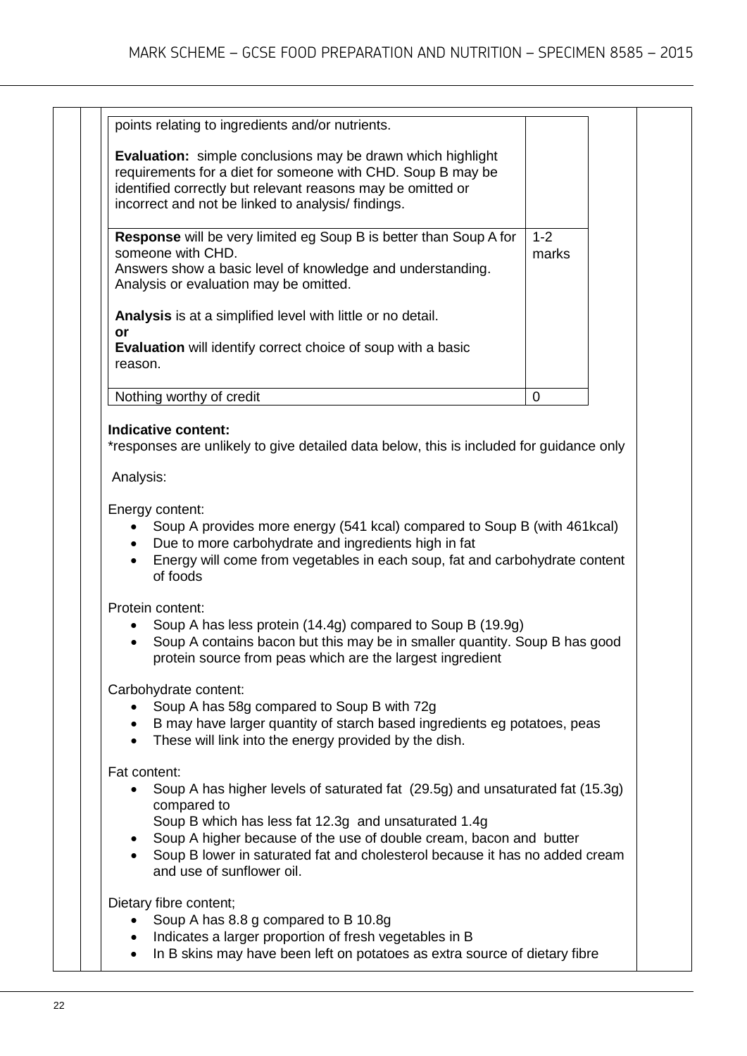| | |
|---|---|
| points relating to ingredients and/or nutrients.<br><br>**Evaluation:** simple conclusions may be drawn which highlight requirements for a diet for someone with CHD. Soup B may be identified correctly but relevant reasons may be omitted or incorrect and not be linked to analysis/ findings. | |
| **Response** will be very limited eg Soup B is better than Soup A for someone with CHD.<br>Answers show a basic level of knowledge and understanding. Analysis or evaluation may be omitted.<br><br>**Analysis** is at a simplified level with little or no detail.<br>**or**<br>**Evaluation** will identify correct choice of soup with a basic reason. | 1-2 marks |
| Nothing worthy of credit | 0 |

**Indicative content:**
*responses are unlikely to give detailed data below, this is included for guidance only

Analysis:

Energy content:

- Soup A provides more energy (541 kcal) compared to Soup B (with 461kcal)
- Due to more carbohydrate and ingredients high in fat
- Energy will come from vegetables in each soup, fat and carbohydrate content of foods

Protein content:

- Soup A has less protein (14.4g) compared to Soup B (19.9g)
- Soup A contains bacon but this may be in smaller quantity. Soup B has good protein source from peas which are the largest ingredient

Carbohydrate content:

- Soup A has 58g compared to Soup B with 72g
- B may have larger quantity of starch based ingredients eg potatoes, peas
- These will link into the energy provided by the dish.

Fat content:

- Soup A has higher levels of saturated fat (29.5g) and unsaturated fat (15.3g) compared to
  Soup B which has less fat 12.3g and unsaturated 1.4g
- Soup A higher because of the use of double cream, bacon and butter
- Soup B lower in saturated fat and cholesterol because it has no added cream and use of sunflower oil.

Dietary fibre content;

- Soup A has 8.8 g compared to B 10.8g
- Indicates a larger proportion of fresh vegetables in B
- In B skins may have been left on potatoes as extra source of dietary fibre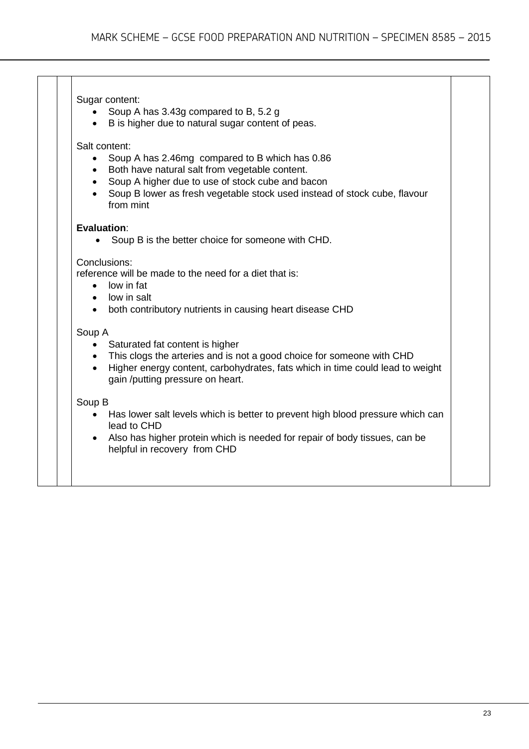Sugar content:

- Soup A has 3.43g compared to B, 5.2 g
- B is higher due to natural sugar content of peas.

Salt content:

- Soup A has 2.46mg compared to B which has 0.86
- Both have natural salt from vegetable content.
- Soup A higher due to use of stock cube and bacon
- Soup B lower as fresh vegetable stock used instead of stock cube, flavour from mint

**Evaluation**:

- Soup B is the better choice for someone with CHD.

Conclusions:
reference will be made to the need for a diet that is:

- low in fat
- low in salt
- both contributory nutrients in causing heart disease CHD

Soup A

- Saturated fat content is higher
- This clogs the arteries and is not a good choice for someone with CHD
- Higher energy content, carbohydrates, fats which in time could lead to weight gain /putting pressure on heart.

Soup B

- Has lower salt levels which is better to prevent high blood pressure which can lead to CHD
- Also has higher protein which is needed for repair of body tissues, can be helpful in recovery from CHD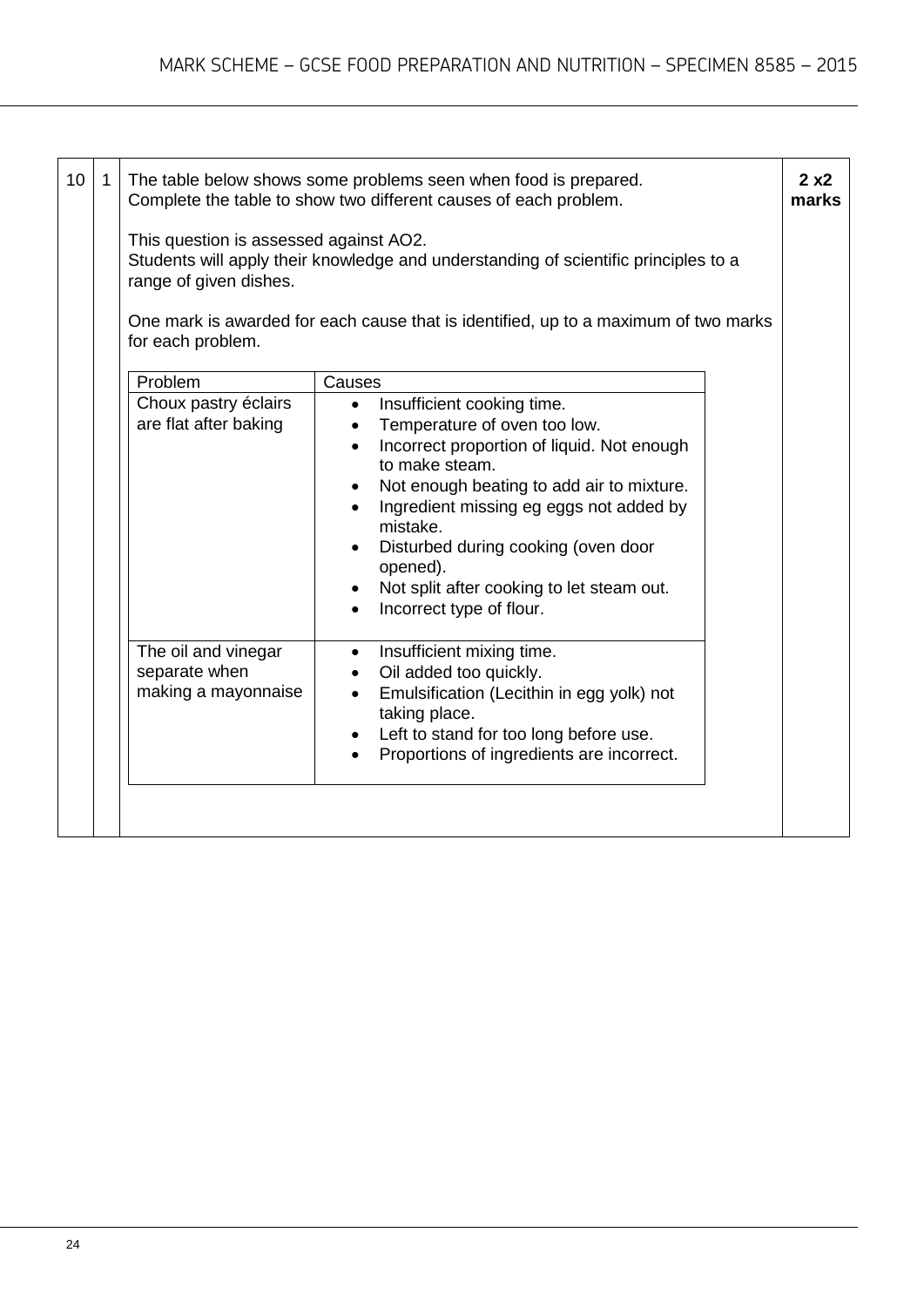| 10 | 1 | The table below shows some problems seen when food is prepared. Complete the table to show two different causes of each problem. | 2 x2 marks |
|---|---|---|---|

The table below shows some problems seen when food is prepared.
Complete the table to show two different causes of each problem.

**2 x2 marks**

This question is assessed against AO2.
Students will apply their knowledge and understanding of scientific principles to a range of given dishes.

One mark is awarded for each cause that is identified, up to a maximum of two marks for each problem.

| Problem | Causes |
|---|---|
| Choux pastry éclairs are flat after baking | • Insufficient cooking time.<br>• Temperature of oven too low.<br>• Incorrect proportion of liquid. Not enough to make steam.<br>• Not enough beating to add air to mixture.<br>• Ingredient missing eg eggs not added by mistake.<br>• Disturbed during cooking (oven door opened).<br>• Not split after cooking to let steam out.<br>• Incorrect type of flour. |
| The oil and vinegar separate when making a mayonnaise | • Insufficient mixing time.<br>• Oil added too quickly.<br>• Emulsification (Lecithin in egg yolk) not taking place.<br>• Left to stand for too long before use.<br>• Proportions of ingredients are incorrect. |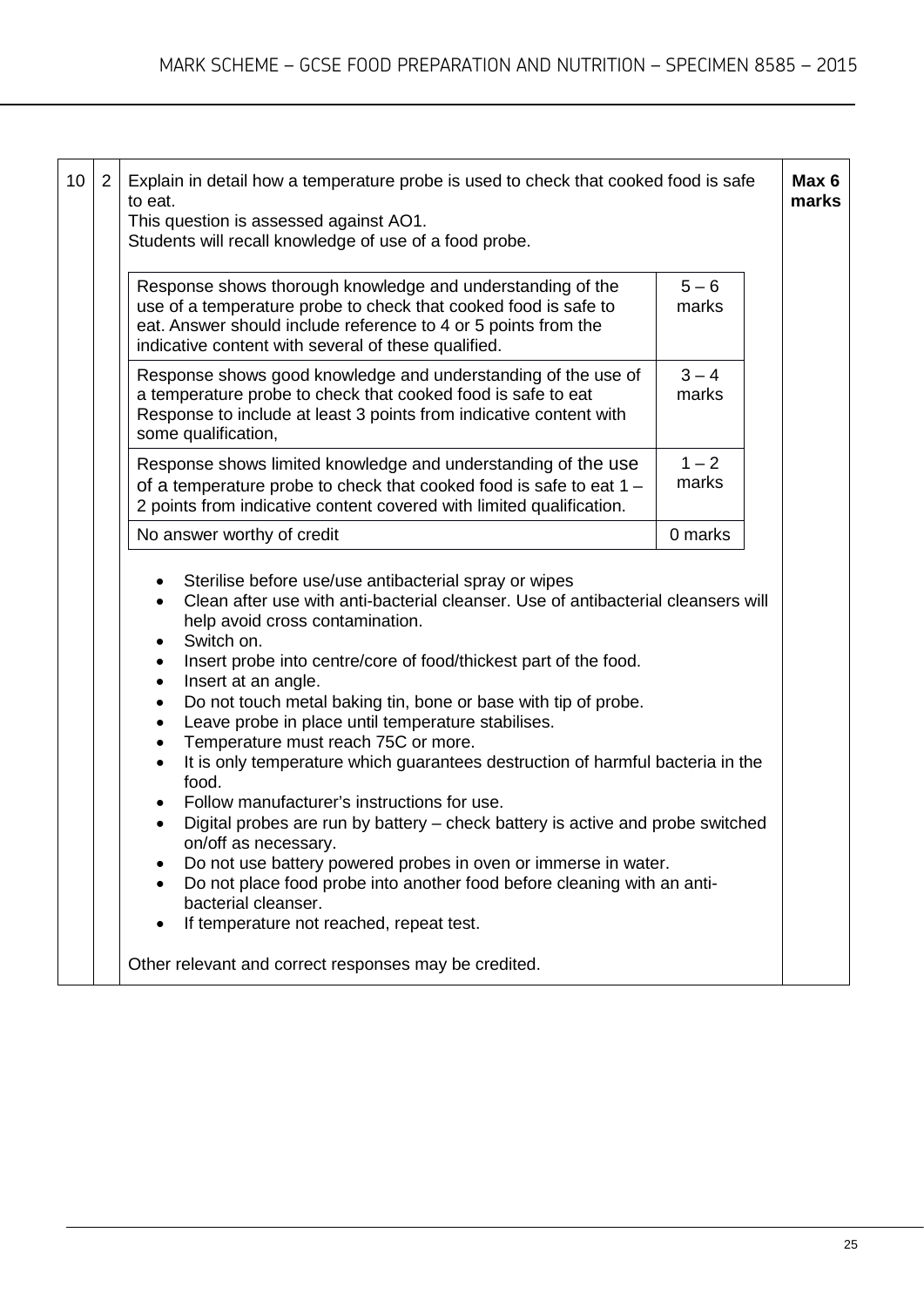| 10 | 2 | Explain in detail how a temperature probe is used to check that cooked food is safe to eat.<br>This question is assessed against AO1.<br>Students will recall knowledge of use of a food probe. | Max 6 marks |
|---|---|---|---|

| Descriptor | Marks |
|---|---|
| Response shows thorough knowledge and understanding of the use of a temperature probe to check that cooked food is safe to eat. Answer should include reference to 4 or 5 points from the indicative content with several of these qualified. | 5 – 6 marks |
| Response shows good knowledge and understanding of the use of a temperature probe to check that cooked food is safe to eat Response to include at least 3 points from indicative content with some qualification, | 3 – 4 marks |
| Response shows limited knowledge and understanding of the use of a temperature probe to check that cooked food is safe to eat 1 – 2 points from indicative content covered with limited qualification. | 1 – 2 marks |
| No answer worthy of credit | 0 marks |

- Sterilise before use/use antibacterial spray or wipes
- Clean after use with anti-bacterial cleanser. Use of antibacterial cleansers will help avoid cross contamination.
- Switch on.
- Insert probe into centre/core of food/thickest part of the food.
- Insert at an angle.
- Do not touch metal baking tin, bone or base with tip of probe.
- Leave probe in place until temperature stabilises.
- Temperature must reach 75C or more.
- It is only temperature which guarantees destruction of harmful bacteria in the food.
- Follow manufacturer's instructions for use.
- Digital probes are run by battery – check battery is active and probe switched on/off as necessary.
- Do not use battery powered probes in oven or immerse in water.
- Do not place food probe into another food before cleaning with an anti-bacterial cleanser.
- If temperature not reached, repeat test.

Other relevant and correct responses may be credited.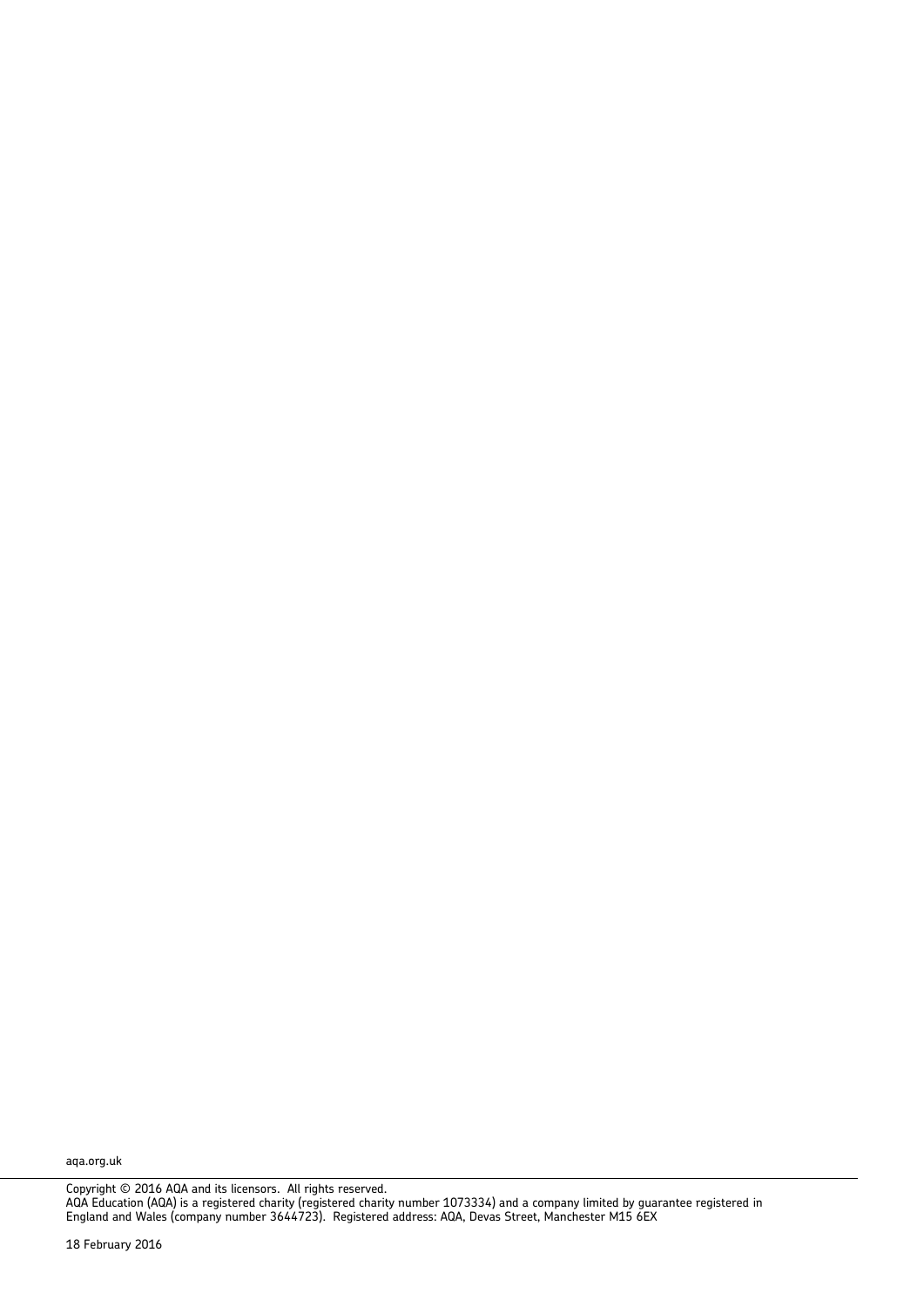aqa.org.uk

Copyright © 2016 AQA and its licensors. All rights reserved.
AQA Education (AQA) is a registered charity (registered charity number 1073334) and a company limited by guarantee registered in England and Wales (company number 3644723). Registered address: AQA, Devas Street, Manchester M15 6EX

18 February 2016